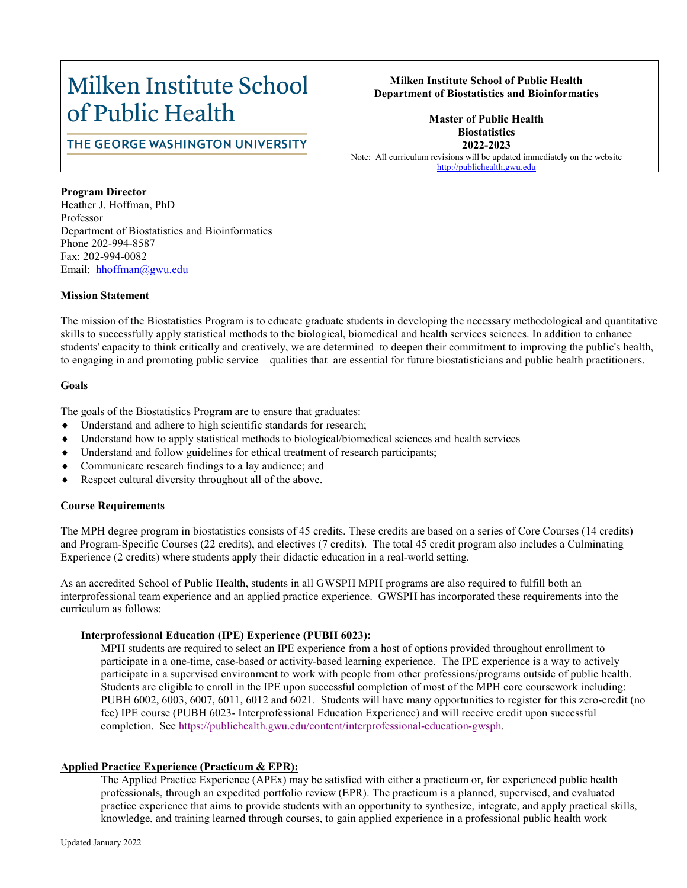# Milken Institute School of Public Health

THE GEORGE WASHINGTON UNIVERSITY

**Milken Institute School of Public Health**
**Department of Biostatistics and Bioinformatics**

**Master of Public Health**
**Biostatistics**
**2022-2023**

Note: All curriculum revisions will be updated immediately on the website http://publichealth.gwu.edu

**Program Director**
Heather J. Hoffman, PhD
Professor
Department of Biostatistics and Bioinformatics
Phone 202-994-8587
Fax: 202-994-0082
Email: hhoffman@gwu.edu

**Mission Statement**

The mission of the Biostatistics Program is to educate graduate students in developing the necessary methodological and quantitative skills to successfully apply statistical methods to the biological, biomedical and health services sciences. In addition to enhance students' capacity to think critically and creatively, we are determined to deepen their commitment to improving the public's health, to engaging in and promoting public service – qualities that are essential for future biostatisticians and public health practitioners.

**Goals**

The goals of the Biostatistics Program are to ensure that graduates:

- Understand and adhere to high scientific standards for research;
- Understand how to apply statistical methods to biological/biomedical sciences and health services
- Understand and follow guidelines for ethical treatment of research participants;
- Communicate research findings to a lay audience; and
- Respect cultural diversity throughout all of the above.

**Course Requirements**

The MPH degree program in biostatistics consists of 45 credits. These credits are based on a series of Core Courses (14 credits) and Program-Specific Courses (22 credits), and electives (7 credits). The total 45 credit program also includes a Culminating Experience (2 credits) where students apply their didactic education in a real-world setting.

As an accredited School of Public Health, students in all GWSPH MPH programs are also required to fulfill both an interprofessional team experience and an applied practice experience. GWSPH has incorporated these requirements into the curriculum as follows:

**Interprofessional Education (IPE) Experience (PUBH 6023):**
MPH students are required to select an IPE experience from a host of options provided throughout enrollment to participate in a one-time, case-based or activity-based learning experience. The IPE experience is a way to actively participate in a supervised environment to work with people from other professions/programs outside of public health. Students are eligible to enroll in the IPE upon successful completion of most of the MPH core coursework including: PUBH 6002, 6003, 6007, 6011, 6012 and 6021. Students will have many opportunities to register for this zero-credit (no fee) IPE course (PUBH 6023- Interprofessional Education Experience) and will receive credit upon successful completion. See https://publichealth.gwu.edu/content/interprofessional-education-gwsph.

**Applied Practice Experience (Practicum & EPR):**
The Applied Practice Experience (APEx) may be satisfied with either a practicum or, for experienced public health professionals, through an expedited portfolio review (EPR). The practicum is a planned, supervised, and evaluated practice experience that aims to provide students with an opportunity to synthesize, integrate, and apply practical skills, knowledge, and training learned through courses, to gain applied experience in a professional public health work

Updated January 2022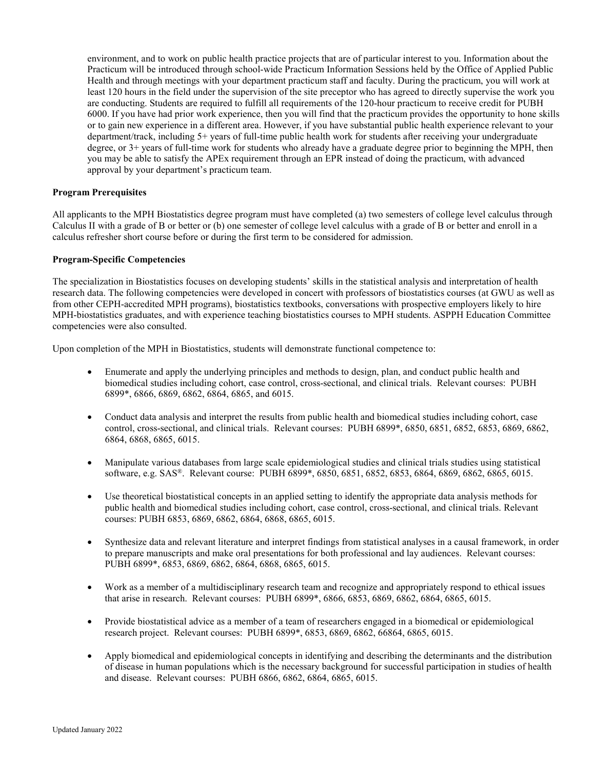environment, and to work on public health practice projects that are of particular interest to you. Information about the Practicum will be introduced through school-wide Practicum Information Sessions held by the Office of Applied Public Health and through meetings with your department practicum staff and faculty. During the practicum, you will work at least 120 hours in the field under the supervision of the site preceptor who has agreed to directly supervise the work you are conducting. Students are required to fulfill all requirements of the 120-hour practicum to receive credit for PUBH 6000. If you have had prior work experience, then you will find that the practicum provides the opportunity to hone skills or to gain new experience in a different area. However, if you have substantial public health experience relevant to your department/track, including 5+ years of full-time public health work for students after receiving your undergraduate degree, or 3+ years of full-time work for students who already have a graduate degree prior to beginning the MPH, then you may be able to satisfy the APEx requirement through an EPR instead of doing the practicum, with advanced approval by your department's practicum team.

**Program Prerequisites**

All applicants to the MPH Biostatistics degree program must have completed (a) two semesters of college level calculus through Calculus II with a grade of B or better or (b) one semester of college level calculus with a grade of B or better and enroll in a calculus refresher short course before or during the first term to be considered for admission.

**Program-Specific Competencies**

The specialization in Biostatistics focuses on developing students' skills in the statistical analysis and interpretation of health research data. The following competencies were developed in concert with professors of biostatistics courses (at GWU as well as from other CEPH-accredited MPH programs), biostatistics textbooks, conversations with prospective employers likely to hire MPH-biostatistics graduates, and with experience teaching biostatistics courses to MPH students. ASPPH Education Committee competencies were also consulted.

Upon completion of the MPH in Biostatistics, students will demonstrate functional competence to:

- Enumerate and apply the underlying principles and methods to design, plan, and conduct public health and biomedical studies including cohort, case control, cross-sectional, and clinical trials. Relevant courses: PUBH 6899*, 6866, 6869, 6862, 6864, 6865, and 6015.
- Conduct data analysis and interpret the results from public health and biomedical studies including cohort, case control, cross-sectional, and clinical trials. Relevant courses: PUBH 6899*, 6850, 6851, 6852, 6853, 6869, 6862, 6864, 6868, 6865, 6015.
- Manipulate various databases from large scale epidemiological studies and clinical trials studies using statistical software, e.g. SAS®. Relevant course: PUBH 6899*, 6850, 6851, 6852, 6853, 6864, 6869, 6862, 6865, 6015.
- Use theoretical biostatistical concepts in an applied setting to identify the appropriate data analysis methods for public health and biomedical studies including cohort, case control, cross-sectional, and clinical trials. Relevant courses: PUBH 6853, 6869, 6862, 6864, 6868, 6865, 6015.
- Synthesize data and relevant literature and interpret findings from statistical analyses in a causal framework, in order to prepare manuscripts and make oral presentations for both professional and lay audiences. Relevant courses: PUBH 6899*, 6853, 6869, 6862, 6864, 6868, 6865, 6015.
- Work as a member of a multidisciplinary research team and recognize and appropriately respond to ethical issues that arise in research. Relevant courses: PUBH 6899*, 6866, 6853, 6869, 6862, 6864, 6865, 6015.
- Provide biostatistical advice as a member of a team of researchers engaged in a biomedical or epidemiological research project. Relevant courses: PUBH 6899*, 6853, 6869, 6862, 66864, 6865, 6015.
- Apply biomedical and epidemiological concepts in identifying and describing the determinants and the distribution of disease in human populations which is the necessary background for successful participation in studies of health and disease. Relevant courses: PUBH 6866, 6862, 6864, 6865, 6015.

Updated January 2022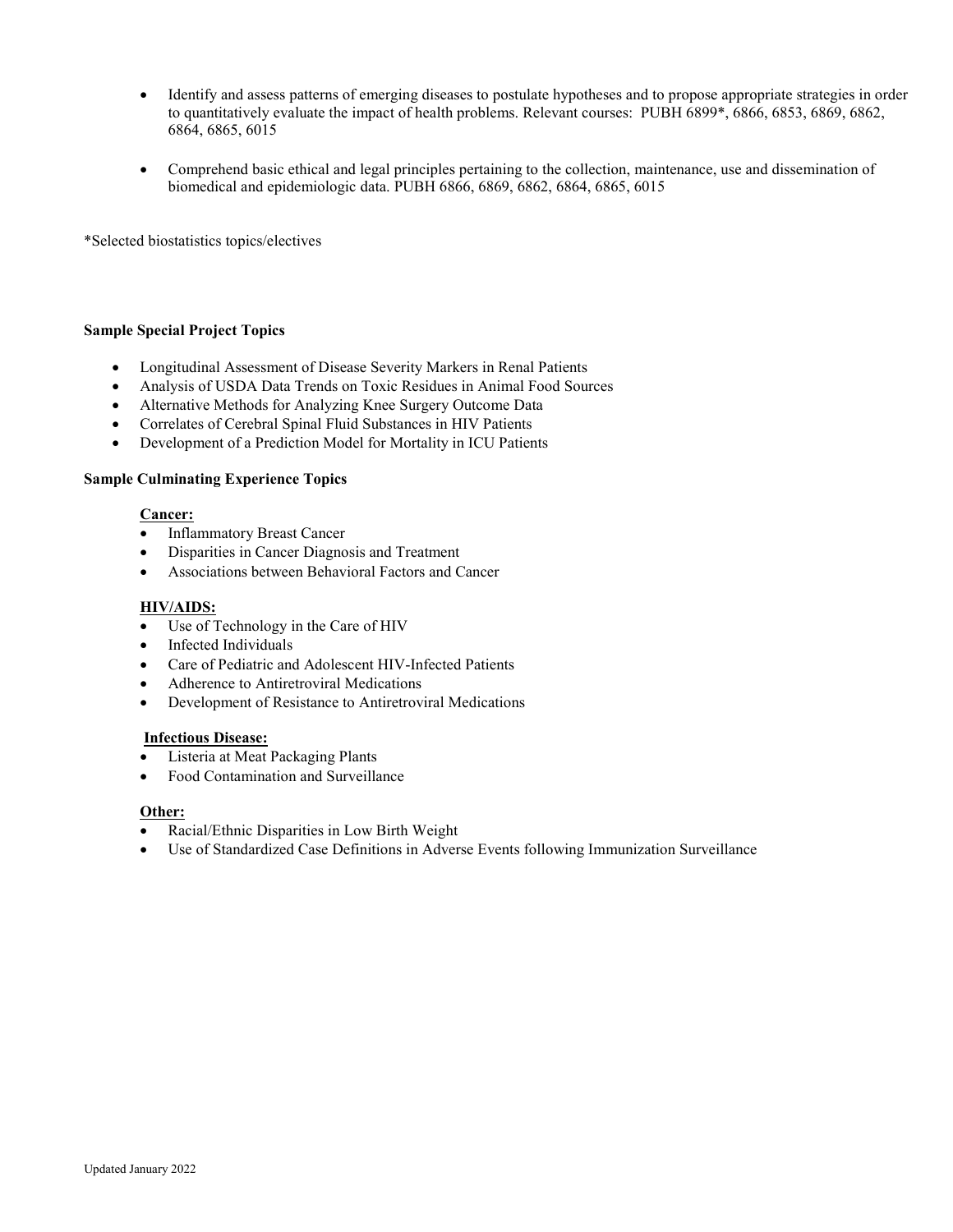- Identify and assess patterns of emerging diseases to postulate hypotheses and to propose appropriate strategies in order to quantitatively evaluate the impact of health problems. Relevant courses: PUBH 6899*, 6866, 6853, 6869, 6862, 6864, 6865, 6015

- Comprehend basic ethical and legal principles pertaining to the collection, maintenance, use and dissemination of biomedical and epidemiologic data. PUBH 6866, 6869, 6862, 6864, 6865, 6015

*Selected biostatistics topics/electives

**Sample Special Project Topics**

- Longitudinal Assessment of Disease Severity Markers in Renal Patients
- Analysis of USDA Data Trends on Toxic Residues in Animal Food Sources
- Alternative Methods for Analyzing Knee Surgery Outcome Data
- Correlates of Cerebral Spinal Fluid Substances in HIV Patients
- Development of a Prediction Model for Mortality in ICU Patients

**Sample Culminating Experience Topics**

**Cancer:**

- Inflammatory Breast Cancer
- Disparities in Cancer Diagnosis and Treatment
- Associations between Behavioral Factors and Cancer

**HIV/AIDS:**

- Use of Technology in the Care of HIV
- Infected Individuals
- Care of Pediatric and Adolescent HIV-Infected Patients
- Adherence to Antiretroviral Medications
- Development of Resistance to Antiretroviral Medications

**Infectious Disease:**

- Listeria at Meat Packaging Plants
- Food Contamination and Surveillance

**Other:**

- Racial/Ethnic Disparities in Low Birth Weight
- Use of Standardized Case Definitions in Adverse Events following Immunization Surveillance

Updated January 2022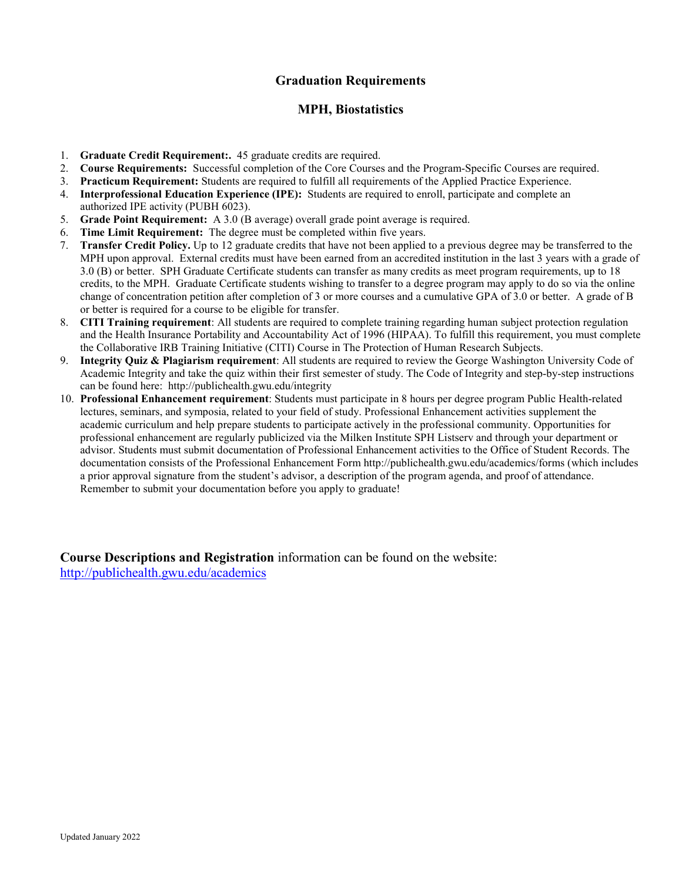## Graduation Requirements

## MPH, Biostatistics

1. **Graduate Credit Requirement:.** 45 graduate credits are required.
2. **Course Requirements:** Successful completion of the Core Courses and the Program-Specific Courses are required.
3. **Practicum Requirement:** Students are required to fulfill all requirements of the Applied Practice Experience.
4. **Interprofessional Education Experience (IPE):** Students are required to enroll, participate and complete an authorized IPE activity (PUBH 6023).
5. **Grade Point Requirement:** A 3.0 (B average) overall grade point average is required.
6. **Time Limit Requirement:** The degree must be completed within five years.
7. **Transfer Credit Policy.** Up to 12 graduate credits that have not been applied to a previous degree may be transferred to the MPH upon approval. External credits must have been earned from an accredited institution in the last 3 years with a grade of 3.0 (B) or better. SPH Graduate Certificate students can transfer as many credits as meet program requirements, up to 18 credits, to the MPH. Graduate Certificate students wishing to transfer to a degree program may apply to do so via the online change of concentration petition after completion of 3 or more courses and a cumulative GPA of 3.0 or better. A grade of B or better is required for a course to be eligible for transfer.
8. **CITI Training requirement**: All students are required to complete training regarding human subject protection regulation and the Health Insurance Portability and Accountability Act of 1996 (HIPAA). To fulfill this requirement, you must complete the Collaborative IRB Training Initiative (CITI) Course in The Protection of Human Research Subjects.
9. **Integrity Quiz & Plagiarism requirement**: All students are required to review the George Washington University Code of Academic Integrity and take the quiz within their first semester of study. The Code of Integrity and step-by-step instructions can be found here: http://publichealth.gwu.edu/integrity
10. **Professional Enhancement requirement**: Students must participate in 8 hours per degree program Public Health-related lectures, seminars, and symposia, related to your field of study. Professional Enhancement activities supplement the academic curriculum and help prepare students to participate actively in the professional community. Opportunities for professional enhancement are regularly publicized via the Milken Institute SPH Listserv and through your department or advisor. Students must submit documentation of Professional Enhancement activities to the Office of Student Records. The documentation consists of the Professional Enhancement Form http://publichealth.gwu.edu/academics/forms (which includes a prior approval signature from the student's advisor, a description of the program agenda, and proof of attendance. Remember to submit your documentation before you apply to graduate!

**Course Descriptions and Registration** information can be found on the website: http://publichealth.gwu.edu/academics

Updated January 2022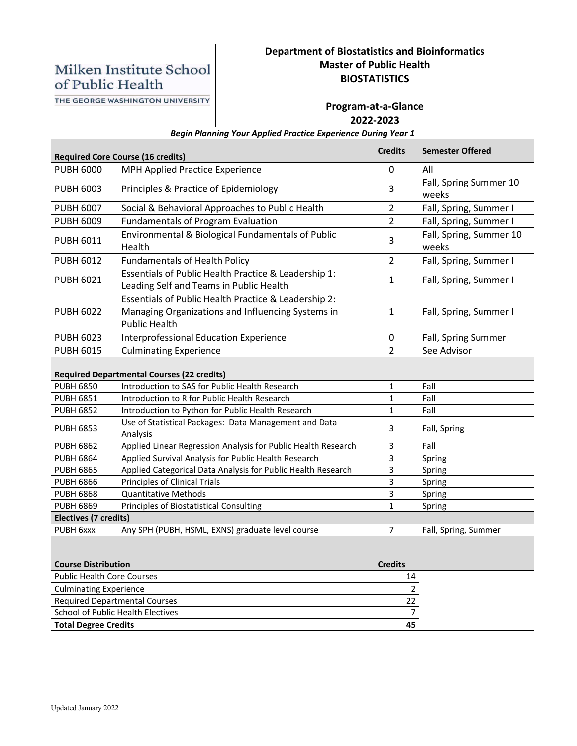Milken Institute School of Public Health

THE GEORGE WASHINGTON UNIVERSITY

# Department of Biostatistics and Bioinformatics
# Master of Public Health
# BIOSTATISTICS

## Program-at-a-Glance
## 2022-2023

***Begin Planning Your Applied Practice Experience During Year 1***

| **Required Core Course (16 credits)** | | **Credits** | **Semester Offered** |
|---|---|---|---|
| PUBH 6000 | MPH Applied Practice Experience | 0 | All |
| PUBH 6003 | Principles & Practice of Epidemiology | 3 | Fall, Spring Summer 10 weeks |
| PUBH 6007 | Social & Behavioral Approaches to Public Health | 2 | Fall, Spring, Summer I |
| PUBH 6009 | Fundamentals of Program Evaluation | 2 | Fall, Spring, Summer I |
| PUBH 6011 | Environmental & Biological Fundamentals of Public Health | 3 | Fall, Spring, Summer 10 weeks |
| PUBH 6012 | Fundamentals of Health Policy | 2 | Fall, Spring, Summer I |
| PUBH 6021 | Essentials of Public Health Practice & Leadership 1: Leading Self and Teams in Public Health | 1 | Fall, Spring, Summer I |
| PUBH 6022 | Essentials of Public Health Practice & Leadership 2: Managing Organizations and Influencing Systems in Public Health | 1 | Fall, Spring, Summer I |
| PUBH 6023 | Interprofessional Education Experience | 0 | Fall, Spring Summer |
| PUBH 6015 | Culminating Experience | 2 | See Advisor |
| **Required Departmental Courses (22 credits)** | | | |
| PUBH 6850 | Introduction to SAS for Public Health Research | 1 | Fall |
| PUBH 6851 | Introduction to R for Public Health Research | 1 | Fall |
| PUBH 6852 | Introduction to Python for Public Health Research | 1 | Fall |
| PUBH 6853 | Use of Statistical Packages: Data Management and Data Analysis | 3 | Fall, Spring |
| PUBH 6862 | Applied Linear Regression Analysis for Public Health Research | 3 | Fall |
| PUBH 6864 | Applied Survival Analysis for Public Health Research | 3 | Spring |
| PUBH 6865 | Applied Categorical Data Analysis for Public Health Research | 3 | Spring |
| PUBH 6866 | Principles of Clinical Trials | 3 | Spring |
| PUBH 6868 | Quantitative Methods | 3 | Spring |
| PUBH 6869 | Principles of Biostatistical Consulting | 1 | Spring |
| **Electives (7 credits)** | | | |
| PUBH 6xxx | Any SPH (PUBH, HSML, EXNS) graduate level course | 7 | Fall, Spring, Summer |

| **Course Distribution** | **Credits** |
|---|---|
| Public Health Core Courses | 14 |
| Culminating Experience | 2 |
| Required Departmental Courses | 22 |
| School of Public Health Electives | 7 |
| **Total Degree Credits** | **45** |

Updated January 2022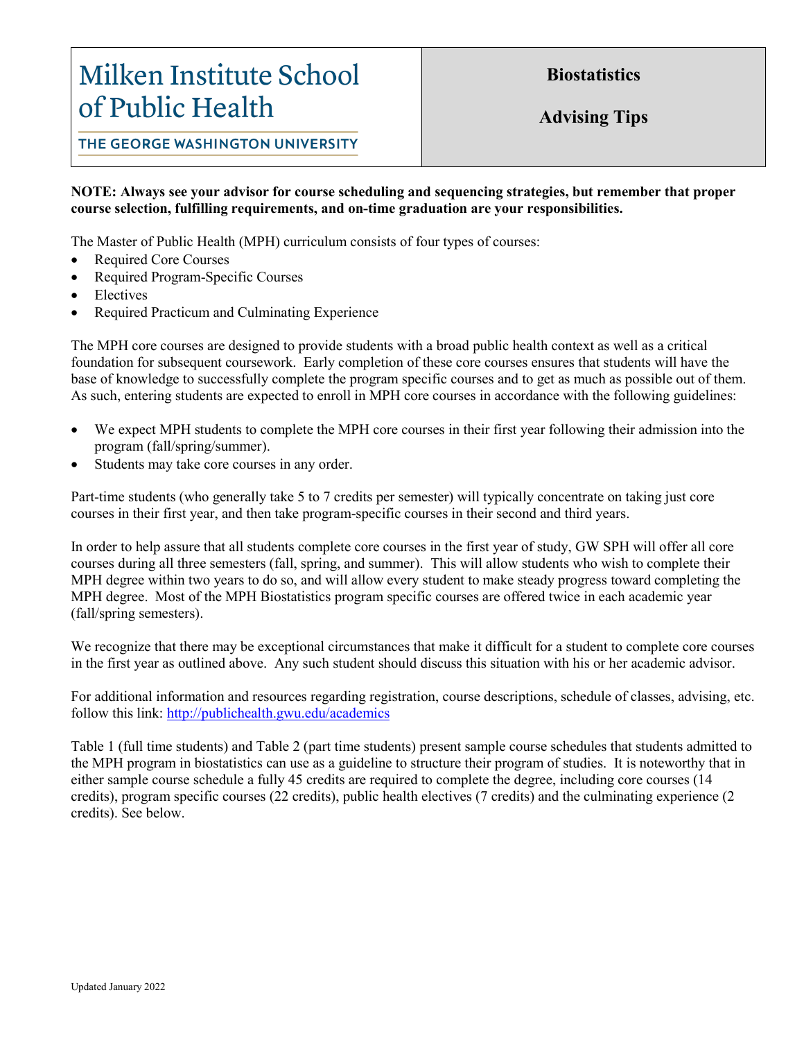| Milken Institute School of Public Health<br>THE GEORGE WASHINGTON UNIVERSITY | **Biostatistics**<br><br>**Advising Tips** |
|---|---|

**NOTE: Always see your advisor for course scheduling and sequencing strategies, but remember that proper course selection, fulfilling requirements, and on-time graduation are your responsibilities.**

The Master of Public Health (MPH) curriculum consists of four types of courses:

- Required Core Courses
- Required Program-Specific Courses
- Electives
- Required Practicum and Culminating Experience

The MPH core courses are designed to provide students with a broad public health context as well as a critical foundation for subsequent coursework. Early completion of these core courses ensures that students will have the base of knowledge to successfully complete the program specific courses and to get as much as possible out of them. As such, entering students are expected to enroll in MPH core courses in accordance with the following guidelines:

- We expect MPH students to complete the MPH core courses in their first year following their admission into the program (fall/spring/summer).
- Students may take core courses in any order.

Part-time students (who generally take 5 to 7 credits per semester) will typically concentrate on taking just core courses in their first year, and then take program-specific courses in their second and third years.

In order to help assure that all students complete core courses in the first year of study, GW SPH will offer all core courses during all three semesters (fall, spring, and summer). This will allow students who wish to complete their MPH degree within two years to do so, and will allow every student to make steady progress toward completing the MPH degree. Most of the MPH Biostatistics program specific courses are offered twice in each academic year (fall/spring semesters).

We recognize that there may be exceptional circumstances that make it difficult for a student to complete core courses in the first year as outlined above. Any such student should discuss this situation with his or her academic advisor.

For additional information and resources regarding registration, course descriptions, schedule of classes, advising, etc. follow this link: [http://publichealth.gwu.edu/academics](http://publichealth.gwu.edu/academics)

Table 1 (full time students) and Table 2 (part time students) present sample course schedules that students admitted to the MPH program in biostatistics can use as a guideline to structure their program of studies. It is noteworthy that in either sample course schedule a fully 45 credits are required to complete the degree, including core courses (14 credits), program specific courses (22 credits), public health electives (7 credits) and the culminating experience (2 credits). See below.

Updated January 2022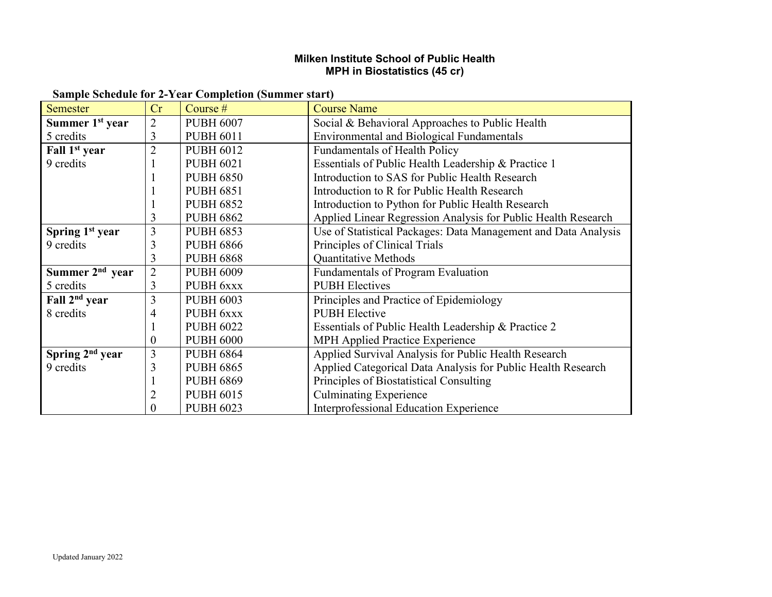**Milken Institute School of Public Health**
**MPH in Biostatistics (45 cr)**

**Sample Schedule for 2-Year Completion (Summer start)**

| Semester | Cr | Course # | Course Name |
|---|---|---|---|
| **Summer 1st year** | 2 | PUBH 6007 | Social & Behavioral Approaches to Public Health |
| 5 credits | 3 | PUBH 6011 | Environmental and Biological Fundamentals |
| **Fall 1st year** | 2 | PUBH 6012 | Fundamentals of Health Policy |
| 9 credits | 1 | PUBH 6021 | Essentials of Public Health Leadership & Practice 1 |
| | 1 | PUBH 6850 | Introduction to SAS for Public Health Research |
| | 1 | PUBH 6851 | Introduction to R for Public Health Research |
| | 1 | PUBH 6852 | Introduction to Python for Public Health Research |
| | 3 | PUBH 6862 | Applied Linear Regression Analysis for Public Health Research |
| **Spring 1st year** | 3 | PUBH 6853 | Use of Statistical Packages: Data Management and Data Analysis |
| 9 credits | 3 | PUBH 6866 | Principles of Clinical Trials |
| | 3 | PUBH 6868 | Quantitative Methods |
| **Summer 2nd year** | 2 | PUBH 6009 | Fundamentals of Program Evaluation |
| 5 credits | 3 | PUBH 6xxx | PUBH Electives |
| **Fall 2nd year** | 3 | PUBH 6003 | Principles and Practice of Epidemiology |
| 8 credits | 4 | PUBH 6xxx | PUBH Elective |
| | 1 | PUBH 6022 | Essentials of Public Health Leadership & Practice 2 |
| | 0 | PUBH 6000 | MPH Applied Practice Experience |
| **Spring 2nd year** | 3 | PUBH 6864 | Applied Survival Analysis for Public Health Research |
| 9 credits | 3 | PUBH 6865 | Applied Categorical Data Analysis for Public Health Research |
| | 1 | PUBH 6869 | Principles of Biostatistical Consulting |
| | 2 | PUBH 6015 | Culminating Experience |
| | 0 | PUBH 6023 | Interprofessional Education Experience |

Updated January 2022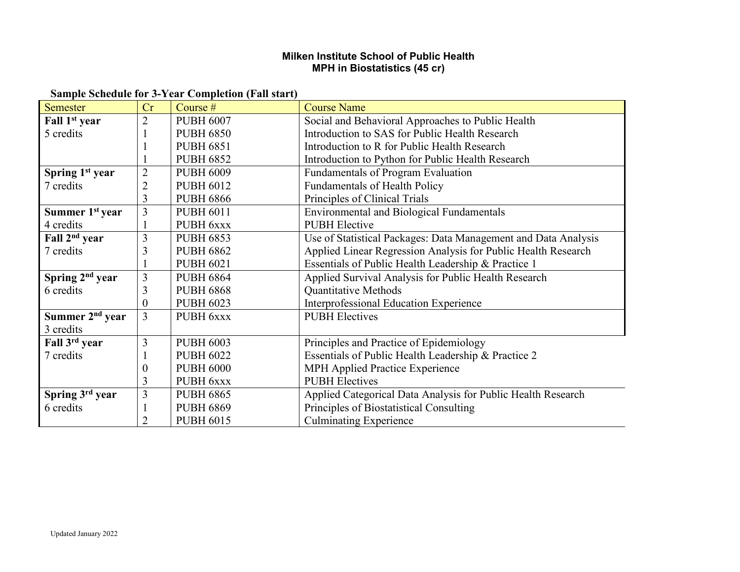# Milken Institute School of Public Health
## MPH in Biostatistics (45 cr)

**Sample Schedule for 3-Year Completion (Fall start)**

| Semester | Cr | Course # | Course Name |
|---|---|---|---|
| **Fall 1st year** | 2 | PUBH 6007 | Social and Behavioral Approaches to Public Health |
| 5 credits | 1 | PUBH 6850 | Introduction to SAS for Public Health Research |
| | 1 | PUBH 6851 | Introduction to R for Public Health Research |
| | 1 | PUBH 6852 | Introduction to Python for Public Health Research |
| **Spring 1st year** | 2 | PUBH 6009 | Fundamentals of Program Evaluation |
| 7 credits | 2 | PUBH 6012 | Fundamentals of Health Policy |
| | 3 | PUBH 6866 | Principles of Clinical Trials |
| **Summer 1st year** | 3 | PUBH 6011 | Environmental and Biological Fundamentals |
| 4 credits | 1 | PUBH 6xxx | PUBH Elective |
| **Fall 2nd year** | 3 | PUBH 6853 | Use of Statistical Packages: Data Management and Data Analysis |
| 7 credits | 3 | PUBH 6862 | Applied Linear Regression Analysis for Public Health Research |
| | 1 | PUBH 6021 | Essentials of Public Health Leadership & Practice 1 |
| **Spring 2nd year** | 3 | PUBH 6864 | Applied Survival Analysis for Public Health Research |
| 6 credits | 3 | PUBH 6868 | Quantitative Methods |
| | 0 | PUBH 6023 | Interprofessional Education Experience |
| **Summer 2nd year** | 3 | PUBH 6xxx | PUBH Electives |
| 3 credits | | | |
| **Fall 3rd year** | 3 | PUBH 6003 | Principles and Practice of Epidemiology |
| 7 credits | 1 | PUBH 6022 | Essentials of Public Health Leadership & Practice 2 |
| | 0 | PUBH 6000 | MPH Applied Practice Experience |
| | 3 | PUBH 6xxx | PUBH Electives |
| **Spring 3rd year** | 3 | PUBH 6865 | Applied Categorical Data Analysis for Public Health Research |
| 6 credits | 1 | PUBH 6869 | Principles of Biostatistical Consulting |
| | 2 | PUBH 6015 | Culminating Experience |

Updated January 2022